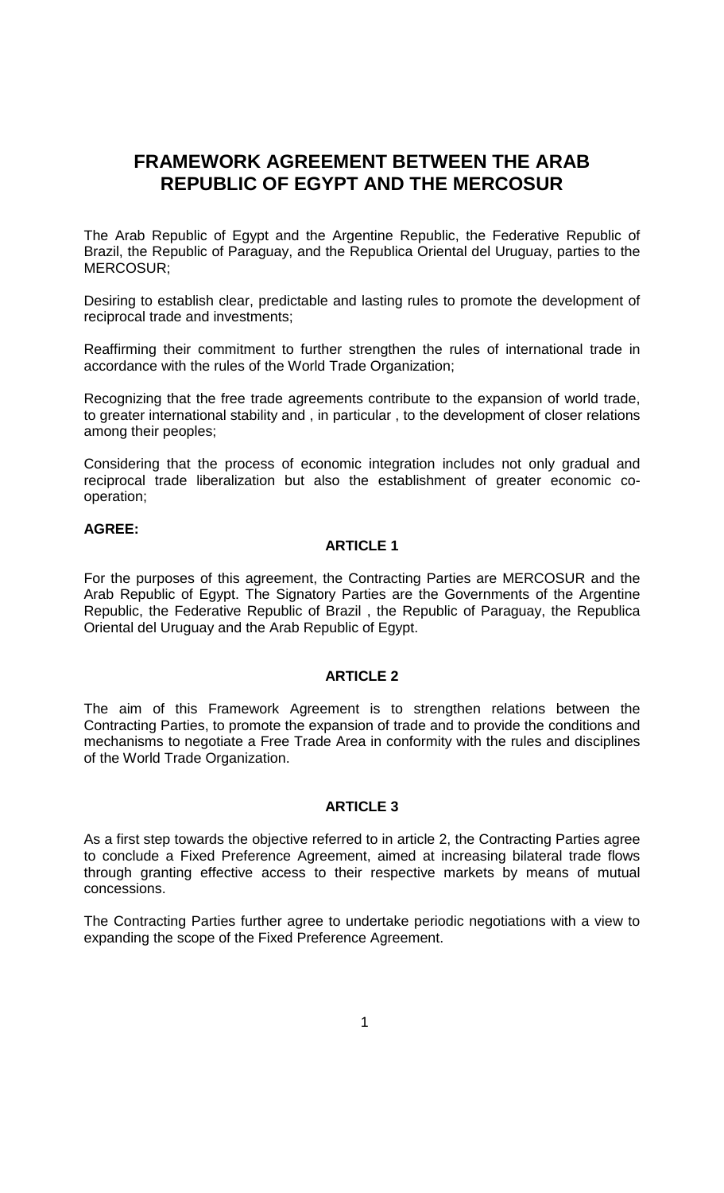# FRAMEWORK AGREEMENT BETWEEN THE ARAB REPUBLIC OF EGYPT AND THE MERCOSUR

The Arab Republic of Egypt and the Argentine Republic, the Federative Republic of Brazil, the Republic of Paraguay, and the Republica Oriental del Uruguay, parties to the MERCOSUR;

Desiring to establish clear, predictable and lasting rules to promote the development of reciprocal trade and investments;

Reaffirming their commitment to further strengthen the rules of international trade in accordance with the rules of the World Trade Organization;

Recognizing that the free trade agreements contribute to the expansion of world trade, to greater international stability and , in particular , to the development of closer relations among their peoples;

Considering that the process of economic integration includes not only gradual and reciprocal trade liberalization but also the establishment of greater economic co-operation;

**AGREE:**

## ARTICLE 1

For the purposes of this agreement, the Contracting Parties are MERCOSUR and the Arab Republic of Egypt. The Signatory Parties are the Governments of the Argentine Republic, the Federative Republic of Brazil , the Republic of Paraguay, the Republica Oriental del Uruguay and the Arab Republic of Egypt.

## ARTICLE 2

The aim of this Framework Agreement is to strengthen relations between the Contracting Parties, to promote the expansion of trade and to provide the conditions and mechanisms to negotiate a Free Trade Area in conformity with the rules and disciplines of the World Trade Organization.

## ARTICLE 3

As a first step towards the objective referred to in article 2, the Contracting Parties agree to conclude a Fixed Preference Agreement, aimed at increasing bilateral trade flows through granting effective access to their respective markets by means of mutual concessions.

The Contracting Parties further agree to undertake periodic negotiations with a view to expanding the scope of the Fixed Preference Agreement.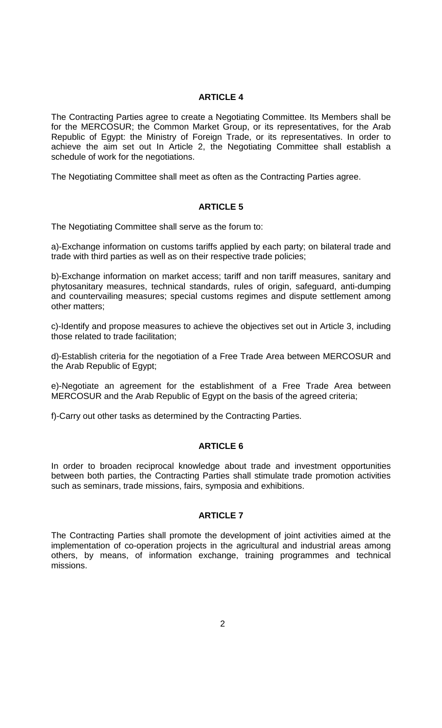## ARTICLE 4

The Contracting Parties agree to create a Negotiating Committee. Its Members shall be for the MERCOSUR; the Common Market Group, or its representatives, for the Arab Republic of Egypt: the Ministry of Foreign Trade, or its representatives. In order to achieve the aim set out In Article 2, the Negotiating Committee shall establish a schedule of work for the negotiations.

The Negotiating Committee shall meet as often as the Contracting Parties agree.

## ARTICLE 5

The Negotiating Committee shall serve as the forum to:

a)-Exchange information on customs tariffs applied by each party; on bilateral trade and trade with third parties as well as on their respective trade policies;

b)-Exchange information on market access; tariff and non tariff measures, sanitary and phytosanitary measures, technical standards, rules of origin, safeguard, anti-dumping and countervailing measures; special customs regimes and dispute settlement among other matters;

c)-Identify and propose measures to achieve the objectives set out in Article 3, including those related to trade facilitation;

d)-Establish criteria for the negotiation of a Free Trade Area between MERCOSUR and the Arab Republic of Egypt;

e)-Negotiate an agreement for the establishment of a Free Trade Area between MERCOSUR and the Arab Republic of Egypt on the basis of the agreed criteria;

f)-Carry out other tasks as determined by the Contracting Parties.

## ARTICLE 6

In order to broaden reciprocal knowledge about trade and investment opportunities between both parties, the Contracting Parties shall stimulate trade promotion activities such as seminars, trade missions, fairs, symposia and exhibitions.

## ARTICLE 7

The Contracting Parties shall promote the development of joint activities aimed at the implementation of co-operation projects in the agricultural and industrial areas among others, by means, of information exchange, training programmes and technical missions.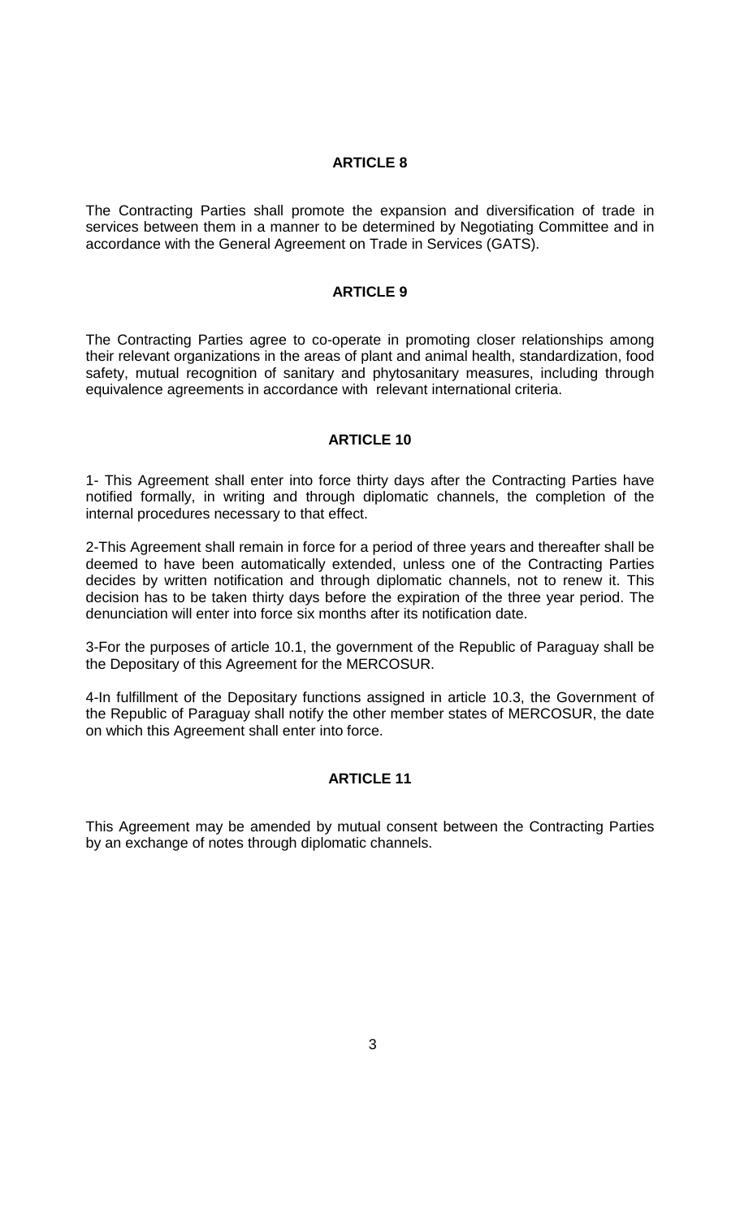## ARTICLE 8

The Contracting Parties shall promote the expansion and diversification of trade in services between them in a manner to be determined by Negotiating Committee and in accordance with the General Agreement on Trade in Services (GATS).

## ARTICLE 9

The Contracting Parties agree to co-operate in promoting closer relationships among their relevant organizations in the areas of plant and animal health, standardization, food safety, mutual recognition of sanitary and phytosanitary measures, including through equivalence agreements in accordance with relevant international criteria.

## ARTICLE 10

1- This Agreement shall enter into force thirty days after the Contracting Parties have notified formally, in writing and through diplomatic channels, the completion of the internal procedures necessary to that effect.

2-This Agreement shall remain in force for a period of three years and thereafter shall be deemed to have been automatically extended, unless one of the Contracting Parties decides by written notification and through diplomatic channels, not to renew it. This decision has to be taken thirty days before the expiration of the three year period. The denunciation will enter into force six months after its notification date.

3-For the purposes of article 10.1, the government of the Republic of Paraguay shall be the Depositary of this Agreement for the MERCOSUR.

4-In fulfillment of the Depositary functions assigned in article 10.3, the Government of the Republic of Paraguay shall notify the other member states of MERCOSUR, the date on which this Agreement shall enter into force.

## ARTICLE 11

This Agreement may be amended by mutual consent between the Contracting Parties by an exchange of notes through diplomatic channels.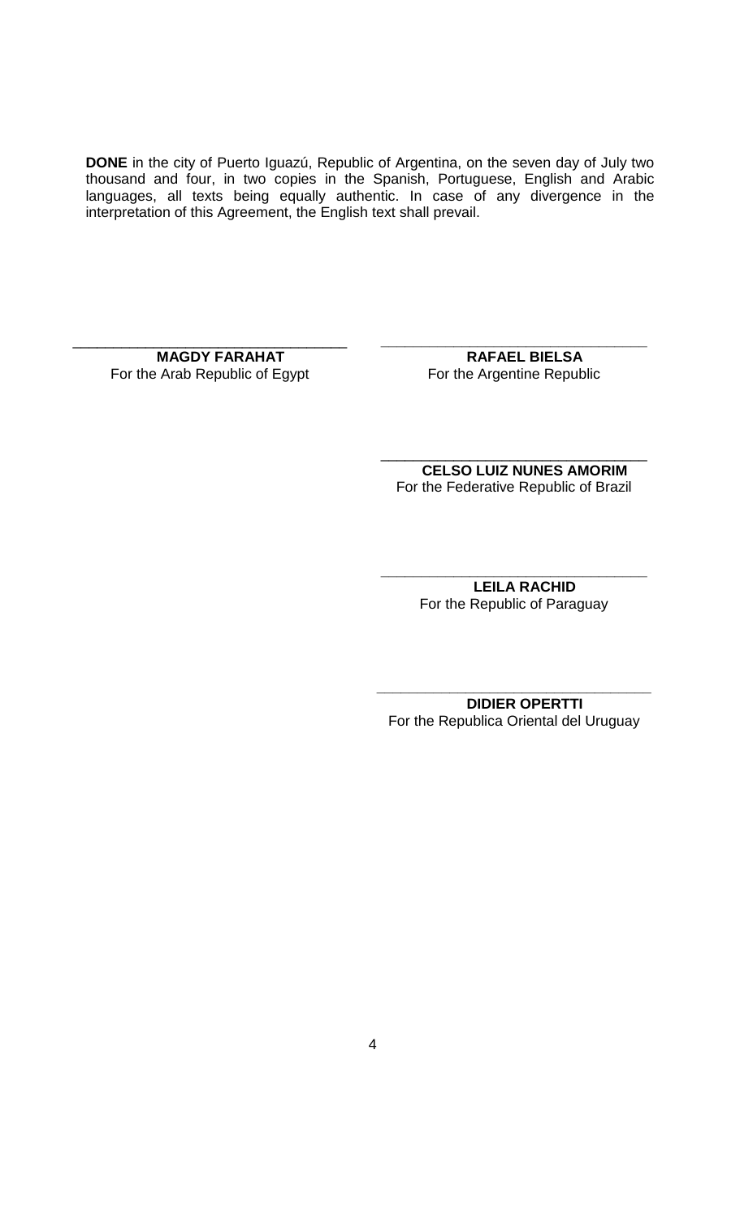**DONE** in the city of Puerto Iguazú, Republic of Argentina, on the seven day of July two thousand and four, in two copies in the Spanish, Portuguese, English and Arabic languages, all texts being equally authentic. In case of any divergence in the interpretation of this Agreement, the English text shall prevail.

**MAGDY FARAHAT**
For the Arab Republic of Egypt

**RAFAEL BIELSA**
For the Argentine Republic

**CELSO LUIZ NUNES AMORIM**
For the Federative Republic of Brazil

**LEILA RACHID**
For the Republic of Paraguay

**DIDIER OPERTTI**
For the Republica Oriental del Uruguay